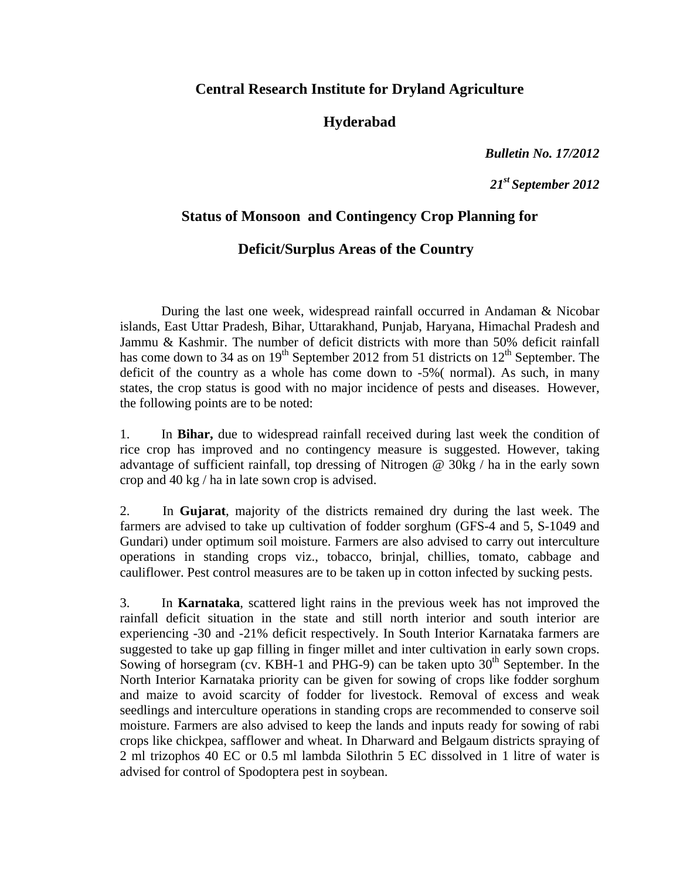# Central Research Institute for Dryland Agriculture

## Hyderabad

***Bulletin No. 17/2012***

***21st September 2012***

## Status of Monsoon and Contingency Crop Planning for Deficit/Surplus Areas of the Country

During the last one week, widespread rainfall occurred in Andaman & Nicobar islands, East Uttar Pradesh, Bihar, Uttarakhand, Punjab, Haryana, Himachal Pradesh and Jammu & Kashmir. The number of deficit districts with more than 50% deficit rainfall has come down to 34 as on 19th September 2012 from 51 districts on 12th September. The deficit of the country as a whole has come down to -5%( normal). As such, in many states, the crop status is good with no major incidence of pests and diseases. However, the following points are to be noted:

1. In **Bihar,** due to widespread rainfall received during last week the condition of rice crop has improved and no contingency measure is suggested. However, taking advantage of sufficient rainfall, top dressing of Nitrogen @ 30kg / ha in the early sown crop and 40 kg / ha in late sown crop is advised.

2. In **Gujarat**, majority of the districts remained dry during the last week. The farmers are advised to take up cultivation of fodder sorghum (GFS-4 and 5, S-1049 and Gundari) under optimum soil moisture. Farmers are also advised to carry out interculture operations in standing crops viz., tobacco, brinjal, chillies, tomato, cabbage and cauliflower. Pest control measures are to be taken up in cotton infected by sucking pests.

3. In **Karnataka**, scattered light rains in the previous week has not improved the rainfall deficit situation in the state and still north interior and south interior are experiencing -30 and -21% deficit respectively. In South Interior Karnataka farmers are suggested to take up gap filling in finger millet and inter cultivation in early sown crops. Sowing of horsegram (cv. KBH-1 and PHG-9) can be taken upto 30th September. In the North Interior Karnataka priority can be given for sowing of crops like fodder sorghum and maize to avoid scarcity of fodder for livestock. Removal of excess and weak seedlings and interculture operations in standing crops are recommended to conserve soil moisture. Farmers are also advised to keep the lands and inputs ready for sowing of rabi crops like chickpea, safflower and wheat. In Dharward and Belgaum districts spraying of 2 ml trizophos 40 EC or 0.5 ml lambda Silothrin 5 EC dissolved in 1 litre of water is advised for control of Spodoptera pest in soybean.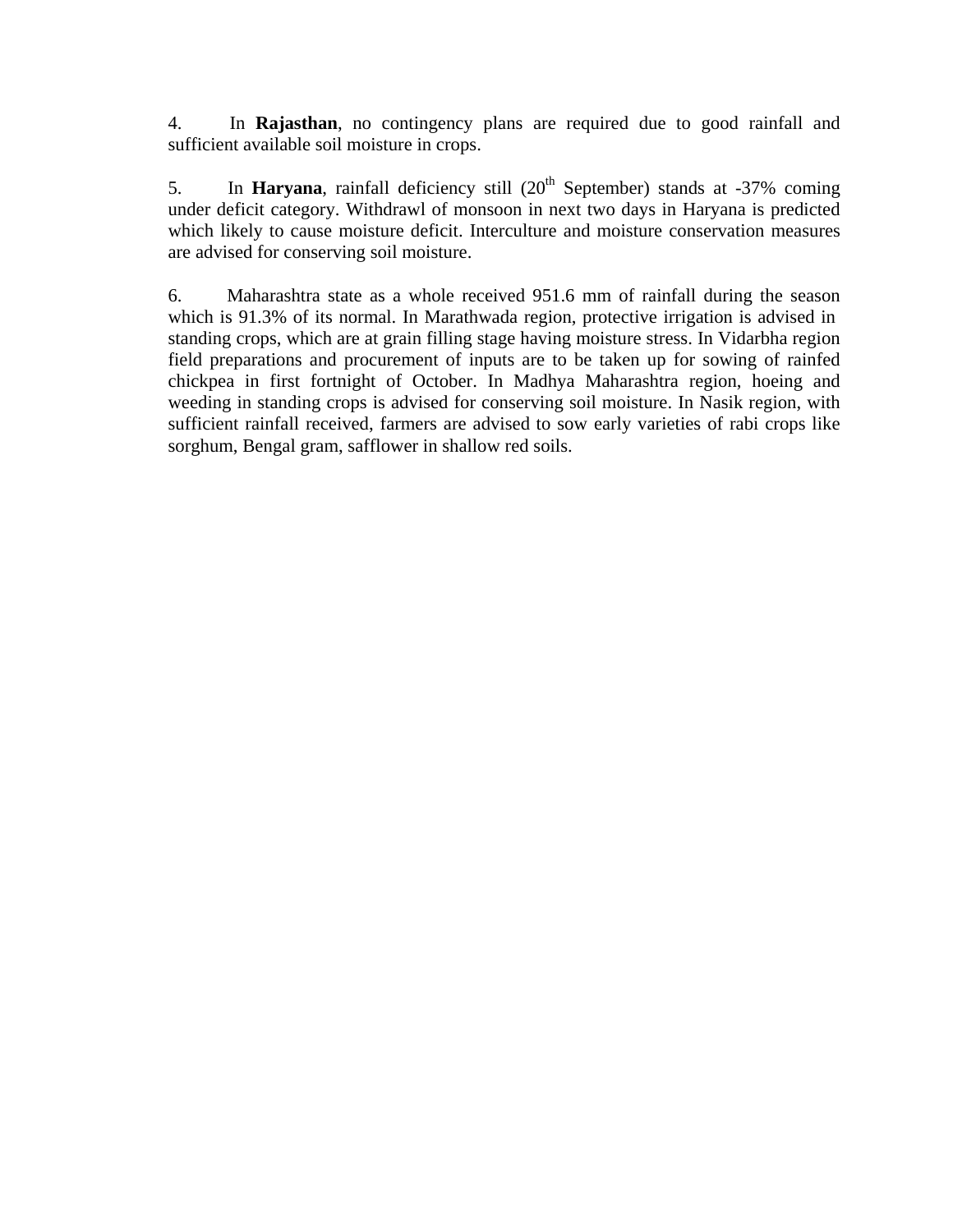4. In **Rajasthan**, no contingency plans are required due to good rainfall and sufficient available soil moisture in crops.

5. In **Haryana**, rainfall deficiency still (20th September) stands at -37% coming under deficit category. Withdrawl of monsoon in next two days in Haryana is predicted which likely to cause moisture deficit. Interculture and moisture conservation measures are advised for conserving soil moisture.

6. Maharashtra state as a whole received 951.6 mm of rainfall during the season which is 91.3% of its normal. In Marathwada region, protective irrigation is advised in standing crops, which are at grain filling stage having moisture stress. In Vidarbha region field preparations and procurement of inputs are to be taken up for sowing of rainfed chickpea in first fortnight of October. In Madhya Maharashtra region, hoeing and weeding in standing crops is advised for conserving soil moisture. In Nasik region, with sufficient rainfall received, farmers are advised to sow early varieties of rabi crops like sorghum, Bengal gram, safflower in shallow red soils.